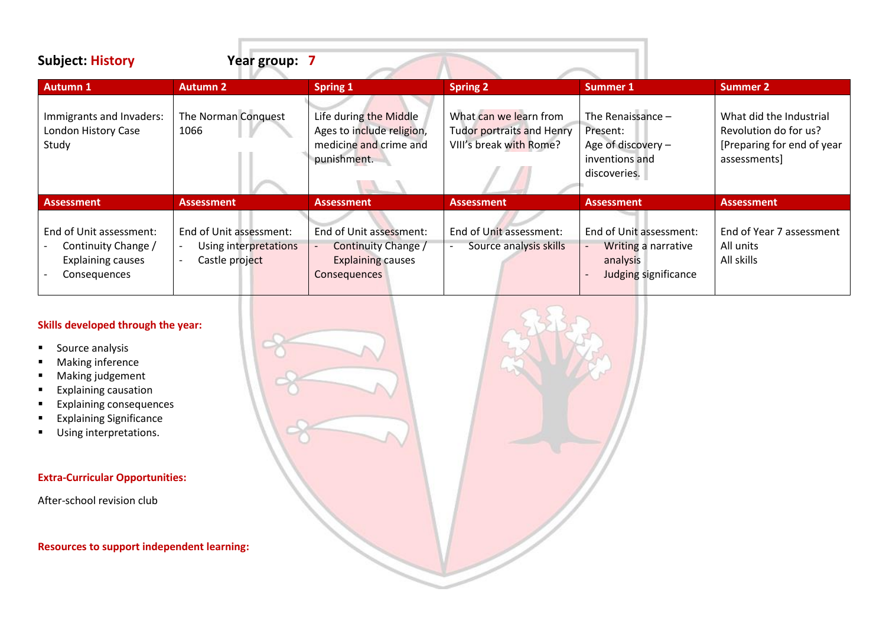**Subject: History** **Year group: 7**

| Autumn 1 | Autumn 2 | Spring 1 | Spring 2 | Summer 1 | Summer 2 |
|---|---|---|---|---|---|
| Immigrants and Invaders: London History Case Study | The Norman Conquest 1066 | Life during the Middle Ages to include religion, medicine and crime and punishment. | What can we learn from Tudor portraits and Henry VIII's break with Rome? | The Renaissance – Present: Age of discovery – inventions and discoveries. | What did the Industrial Revolution do for us? [Preparing for end of year assessments] |
| **Assessment** | **Assessment** | **Assessment** | **Assessment** | **Assessment** | **Assessment** |
| End of Unit assessment:<br>- Continuity Change / Explaining causes<br>- Consequences | End of Unit assessment:<br>- Using interpretations<br>- Castle project | End of Unit assessment:<br>- Continuity Change / Explaining causes Consequences | End of Unit assessment:<br>- Source analysis skills | End of Unit assessment:<br>- Writing a narrative analysis<br>- Judging significance | End of Year 7 assessment All units All skills |

**Skills developed through the year:**

- Source analysis
- Making inference
- Making judgement
- Explaining causation
- Explaining consequences
- Explaining Significance
- Using interpretations.

**Extra-Curricular Opportunities:**

After-school revision club

**Resources to support independent learning:**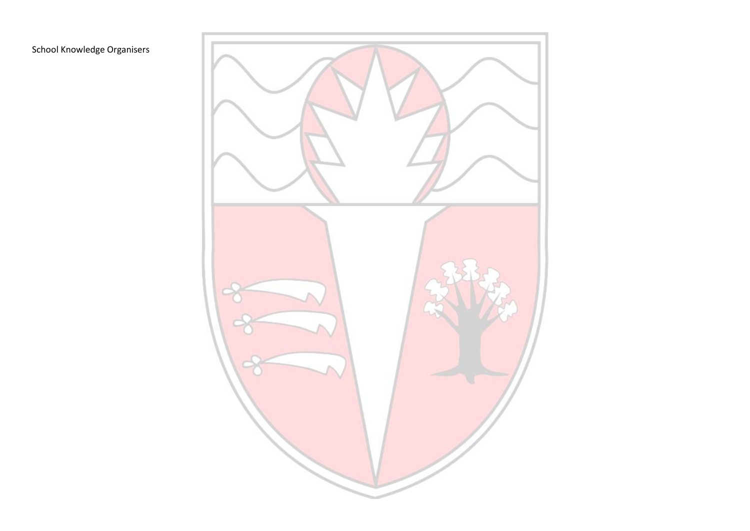School Knowledge Organisers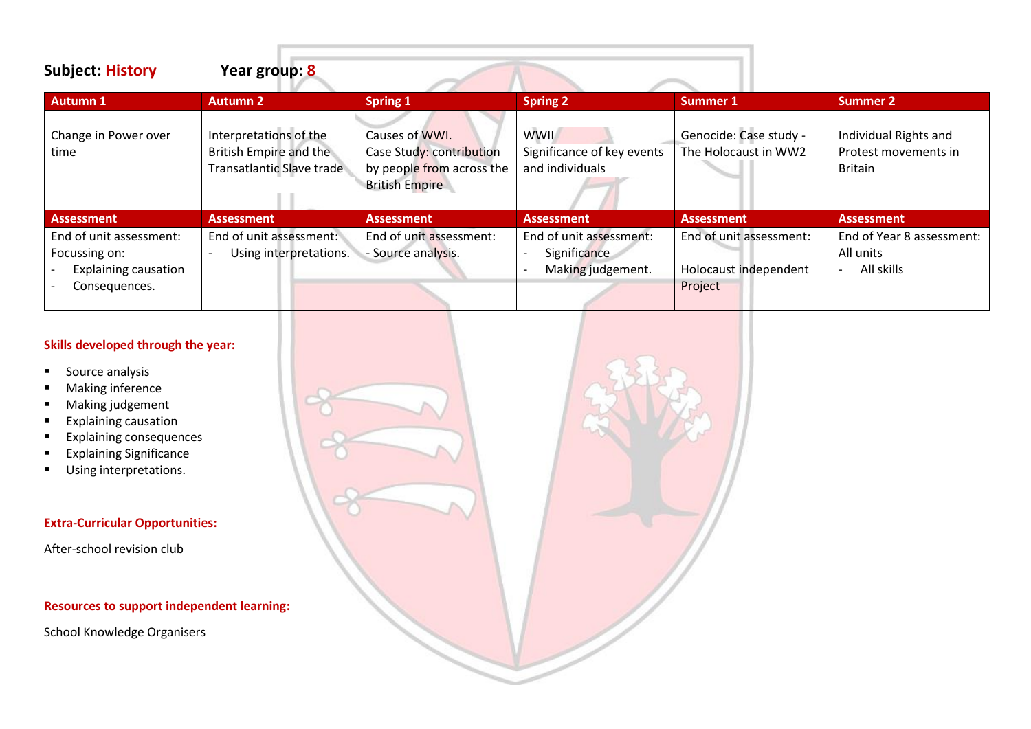**Subject: History** **Year group: 8**

| Autumn 1 | Autumn 2 | Spring 1 | Spring 2 | Summer 1 | Summer 2 |
|---|---|---|---|---|---|
| Change in Power over time | Interpretations of the British Empire and the Transatlantic Slave trade | Causes of WWI. Case Study: contribution by people from across the British Empire | WWII Significance of key events and individuals | Genocide: Case study - The Holocaust in WW2 | Individual Rights and Protest movements in Britain |
| **Assessment** | **Assessment** | **Assessment** | **Assessment** | **Assessment** | **Assessment** |
| End of unit assessment: Focussing on: - Explaining causation - Consequences. | End of unit assessment: - Using interpretations. | End of unit assessment: - Source analysis. | End of unit assessment: - Significance - Making judgement. | End of unit assessment: Holocaust independent Project | End of Year 8 assessment: All units - All skills |

**Skills developed through the year:**

- Source analysis
- Making inference
- Making judgement
- Explaining causation
- Explaining consequences
- Explaining Significance
- Using interpretations.

**Extra-Curricular Opportunities:**

After-school revision club

**Resources to support independent learning:**

School Knowledge Organisers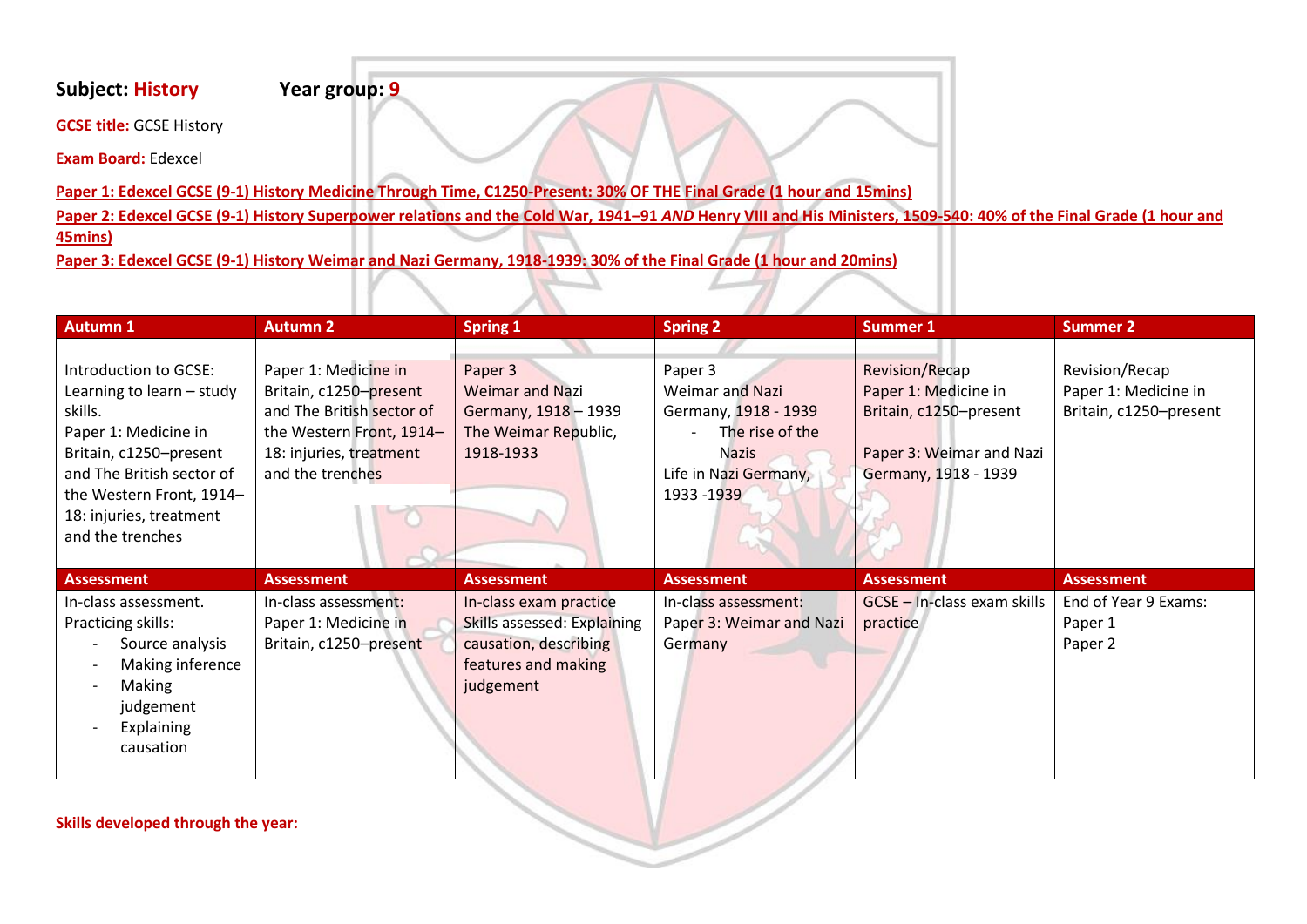**Subject:** History **Year group:** 9

**GCSE title:** GCSE History

**Exam Board:** Edexcel

**Paper 1: Edexcel GCSE (9-1) History Medicine Through Time, C1250-Present: 30% OF THE Final Grade (1 hour and 15mins)**

**Paper 2: Edexcel GCSE (9-1) History Superpower relations and the Cold War, 1941–91 *AND* Henry VIII and His Ministers, 1509-540: 40% of the Final Grade (1 hour and 45mins)**

**Paper 3: Edexcel GCSE (9-1) History Weimar and Nazi Germany, 1918-1939: 30% of the Final Grade (1 hour and 20mins)**

| Autumn 1 | Autumn 2 | Spring 1 | Spring 2 | Summer 1 | Summer 2 |
|---|---|---|---|---|---|
| Introduction to GCSE: Learning to learn – study skills.<br>Paper 1: Medicine in Britain, c1250–present and The British sector of the Western Front, 1914–18: injuries, treatment and the trenches | Paper 1: Medicine in Britain, c1250–present and The British sector of the Western Front, 1914–18: injuries, treatment and the trenches | Paper 3<br>Weimar and Nazi Germany, 1918 – 1939<br>The Weimar Republic, 1918-1933 | Paper 3<br>Weimar and Nazi Germany, 1918 - 1939<br>- The rise of the Nazis<br>Life in Nazi Germany, 1933 -1939 | Revision/Recap<br>Paper 1: Medicine in Britain, c1250–present<br><br>Paper 3: Weimar and Nazi Germany, 1918 - 1939 | Revision/Recap<br>Paper 1: Medicine in Britain, c1250–present |
| **Assessment** | **Assessment** | **Assessment** | **Assessment** | **Assessment** | **Assessment** |
| In-class assessment.<br>Practicing skills:<br>- Source analysis<br>- Making inference<br>- Making judgement<br>- Explaining causation | In-class assessment:<br>Paper 1: Medicine in Britain, c1250–present | In-class exam practice<br>Skills assessed: Explaining causation, describing features and making judgement | In-class assessment:<br>Paper 3: Weimar and Nazi Germany | GCSE – In-class exam skills practice | End of Year 9 Exams:<br>Paper 1<br>Paper 2 |

**Skills developed through the year:**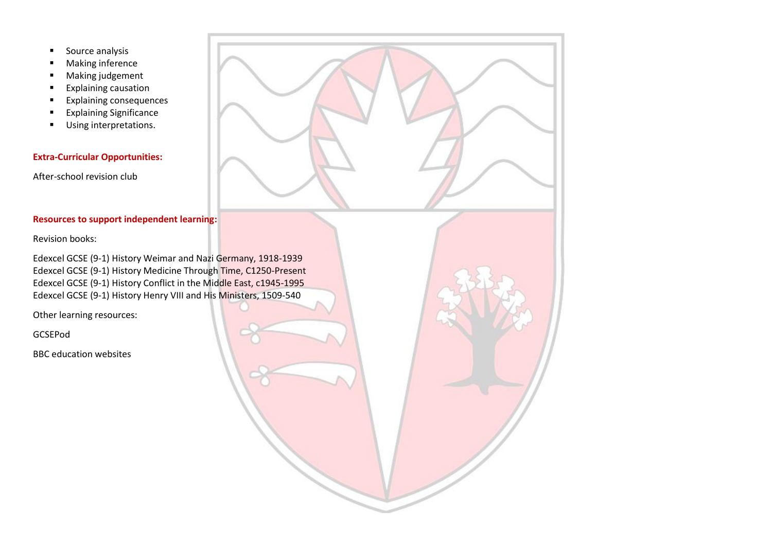- Source analysis
- Making inference
- Making judgement
- Explaining causation
- Explaining consequences
- Explaining Significance
- Using interpretations.

**Extra-Curricular Opportunities:**

After-school revision club

**Resources to support independent learning:**

Revision books:

Edexcel GCSE (9-1) History Weimar and Nazi Germany, 1918-1939
Edexcel GCSE (9-1) History Medicine Through Time, C1250-Present
Edexcel GCSE (9-1) History Conflict in the Middle East, c1945-1995
Edexcel GCSE (9-1) History Henry VIII and His Ministers, 1509-540

Other learning resources:

GCSEPod

BBC education websites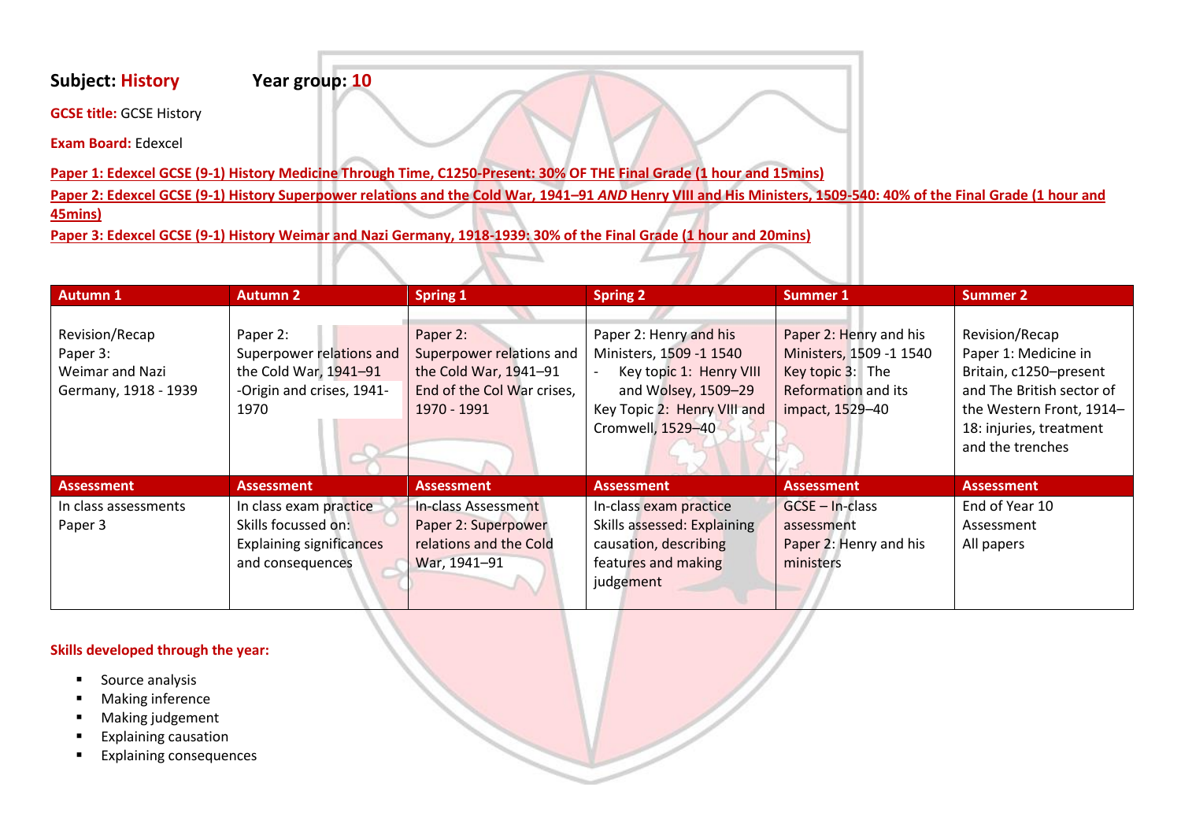**Subject: History** **Year group: 10**

**GCSE title:** GCSE History

**Exam Board:** Edexcel

**Paper 1: Edexcel GCSE (9-1) History Medicine Through Time, C1250-Present: 30% OF THE Final Grade (1 hour and 15mins)**

**Paper 2: Edexcel GCSE (9-1) History Superpower relations and the Cold War, 1941–91 *AND* Henry VIII and His Ministers, 1509-540: 40% of the Final Grade (1 hour and 45mins)**

**Paper 3: Edexcel GCSE (9-1) History Weimar and Nazi Germany, 1918-1939: 30% of the Final Grade (1 hour and 20mins)**

| Autumn 1 | Autumn 2 | Spring 1 | Spring 2 | Summer 1 | Summer 2 |
|---|---|---|---|---|---|
| Revision/Recap Paper 3: Weimar and Nazi Germany, 1918 - 1939 | Paper 2: Superpower relations and the Cold War, 1941–91 -Origin and crises, 1941-1970 | Paper 2: Superpower relations and the Cold War, 1941–91 End of the Col War crises, 1970 - 1991 | Paper 2: Henry and his Ministers, 1509 -1 1540<br>- Key topic 1: Henry VIII and Wolsey, 1509–29<br>Key Topic 2: Henry VIII and Cromwell, 1529–40 | Paper 2: Henry and his Ministers, 1509 -1 1540 Key topic 3: The Reformation and its impact, 1529–40 | Revision/Recap Paper 1: Medicine in Britain, c1250–present and The British sector of the Western Front, 1914–18: injuries, treatment and the trenches |
| **Assessment** | **Assessment** | **Assessment** | **Assessment** | **Assessment** | **Assessment** |
| In class assessments Paper 3 | In class exam practice Skills focussed on: Explaining significances and consequences | In-class Assessment Paper 2: Superpower relations and the Cold War, 1941–91 | In-class exam practice Skills assessed: Explaining causation, describing features and making judgement | GCSE – In-class assessment Paper 2: Henry and his ministers | End of Year 10 Assessment All papers |

**Skills developed through the year:**

- Source analysis
- Making inference
- Making judgement
- Explaining causation
- Explaining consequences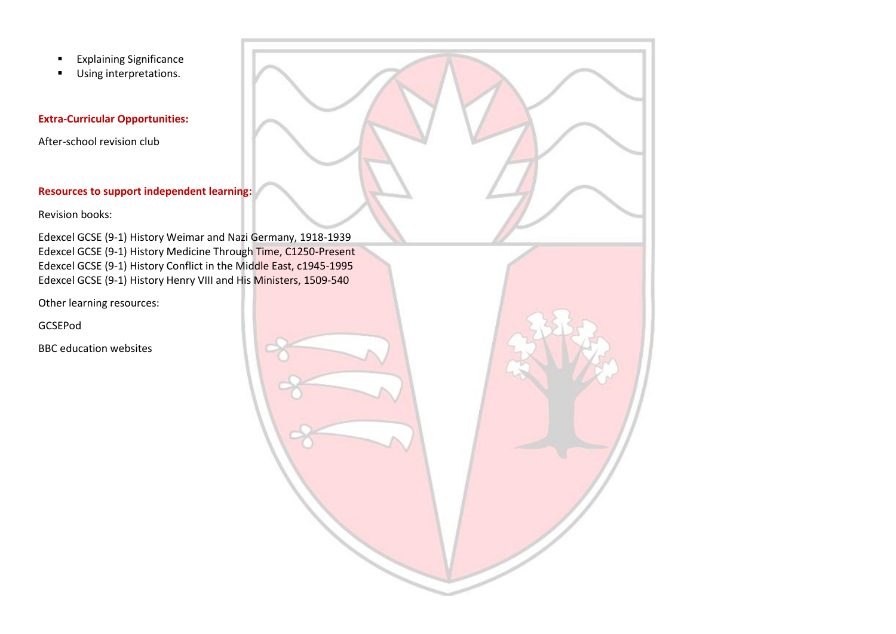- Explaining Significance
- Using interpretations.

**Extra-Curricular Opportunities:**

After-school revision club

**Resources to support independent learning:**

Revision books:

Edexcel GCSE (9-1) History Weimar and Nazi Germany, 1918-1939
Edexcel GCSE (9-1) History Medicine Through Time, C1250-Present
Edexcel GCSE (9-1) History Conflict in the Middle East, c1945-1995
Edexcel GCSE (9-1) History Henry VIII and His Ministers, 1509-540

Other learning resources:

GCSEPod

BBC education websites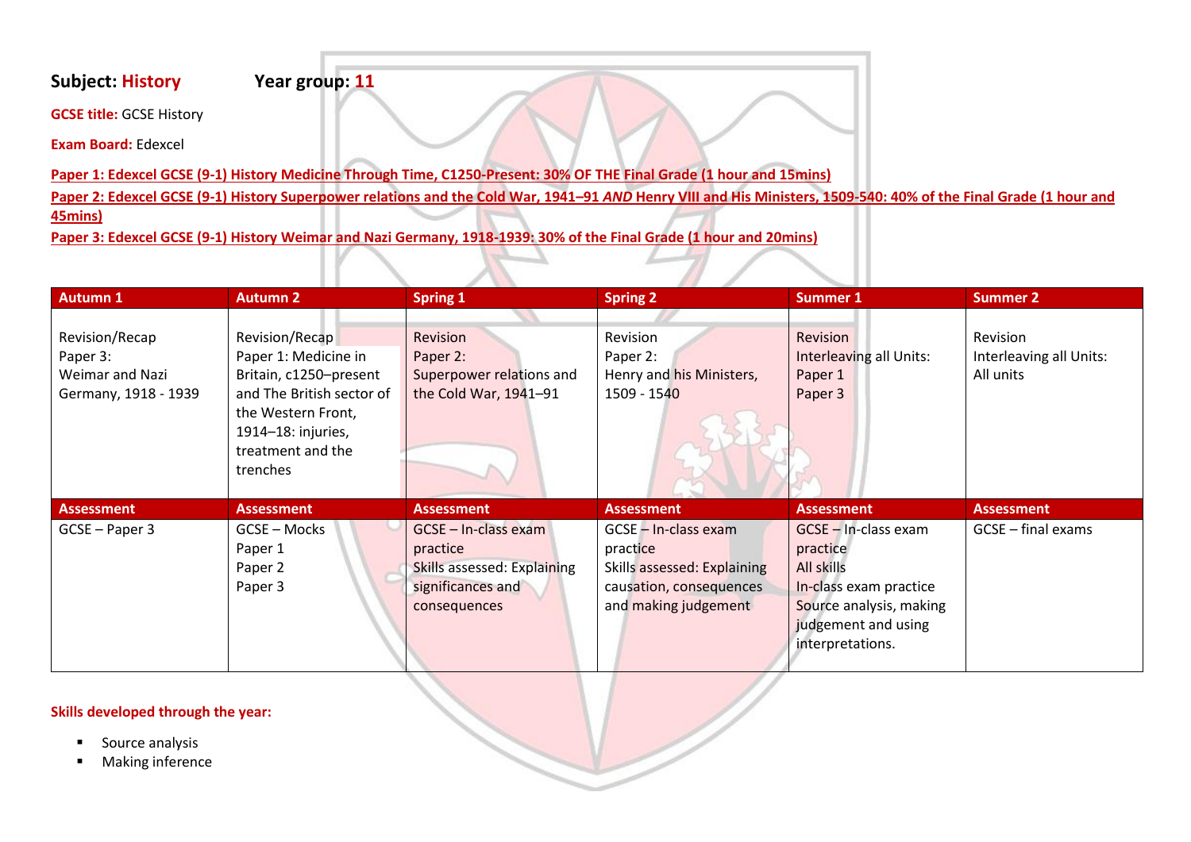**Subject: History** **Year group: 11**

**GCSE title:** GCSE History

**Exam Board:** Edexcel

**Paper 1: Edexcel GCSE (9-1) History Medicine Through Time, C1250-Present: 30% OF THE Final Grade (1 hour and 15mins)**

**Paper 2: Edexcel GCSE (9-1) History Superpower relations and the Cold War, 1941–91 *AND* Henry VIII and His Ministers, 1509-540: 40% of the Final Grade (1 hour and 45mins)**

**Paper 3: Edexcel GCSE (9-1) History Weimar and Nazi Germany, 1918-1939: 30% of the Final Grade (1 hour and 20mins)**

| Autumn 1 | Autumn 2 | Spring 1 | Spring 2 | Summer 1 | Summer 2 |
|---|---|---|---|---|---|
| Revision/Recap<br>Paper 3:<br>Weimar and Nazi Germany, 1918 - 1939 | Revision/Recap<br>Paper 1: Medicine in Britain, c1250–present and The British sector of the Western Front, 1914–18: injuries, treatment and the trenches | Revision<br>Paper 2:<br>Superpower relations and the Cold War, 1941–91 | Revision<br>Paper 2:<br>Henry and his Ministers, 1509 - 1540 | Revision<br>Interleaving all Units:<br>Paper 1<br>Paper 3 | Revision<br>Interleaving all Units:<br>All units |
| **Assessment** | **Assessment** | **Assessment** | **Assessment** | **Assessment** | **Assessment** |
| GCSE – Paper 3 | GCSE – Mocks<br>Paper 1<br>Paper 2<br>Paper 3 | GCSE – In-class exam practice<br>Skills assessed: Explaining significances and consequences | GCSE – In-class exam practice<br>Skills assessed: Explaining causation, consequences and making judgement | GCSE – In-class exam practice<br>All skills<br>In-class exam practice<br>Source analysis, making judgement and using interpretations. | GCSE – final exams |

**Skills developed through the year:**

- Source analysis
- Making inference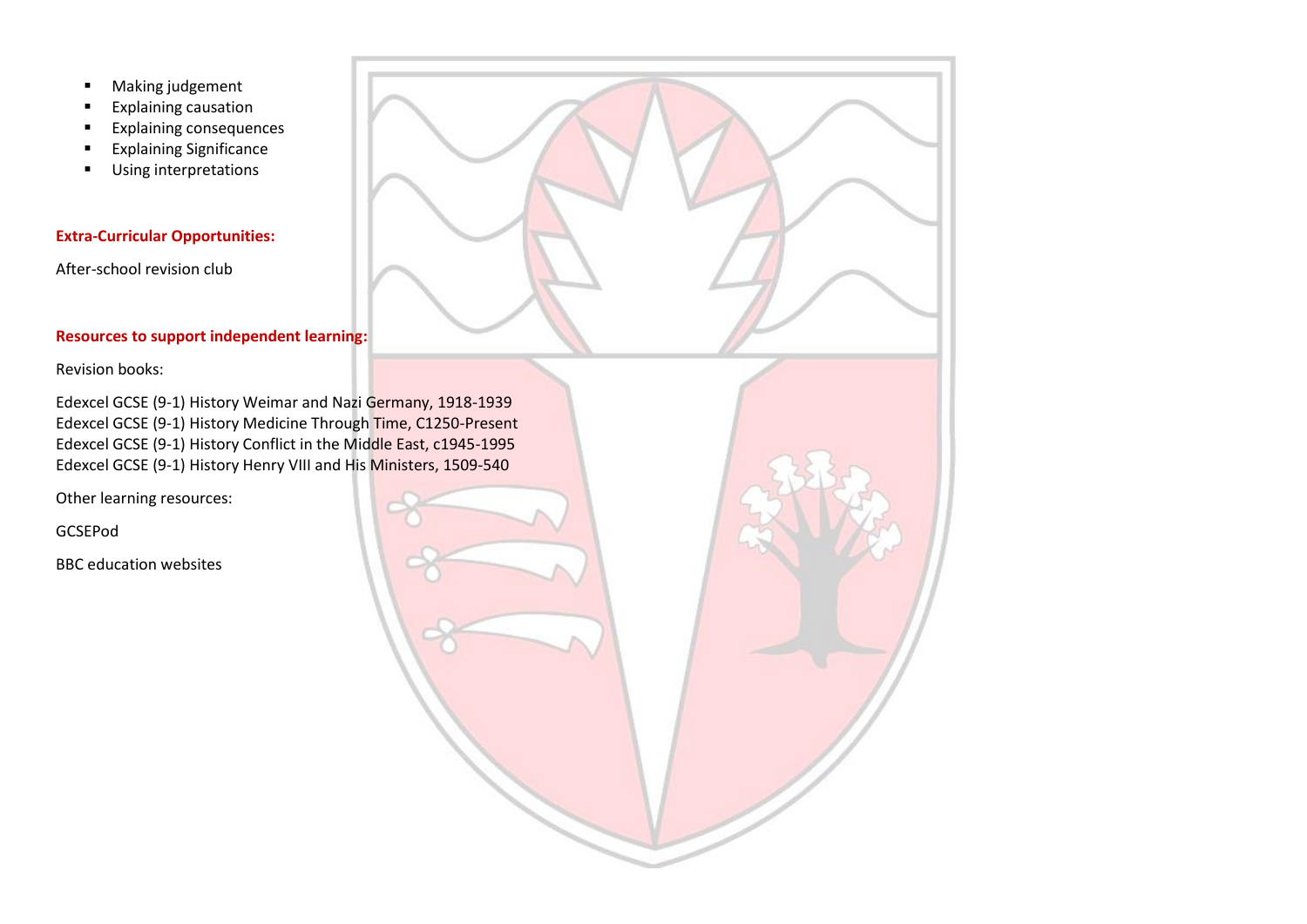- Making judgement
- Explaining causation
- Explaining consequences
- Explaining Significance
- Using interpretations

**Extra-Curricular Opportunities:**

After-school revision club

**Resources to support independent learning:**

Revision books:

Edexcel GCSE (9-1) History Weimar and Nazi Germany, 1918-1939
Edexcel GCSE (9-1) History Medicine Through Time, C1250-Present
Edexcel GCSE (9-1) History Conflict in the Middle East, c1945-1995
Edexcel GCSE (9-1) History Henry VIII and His Ministers, 1509-540

Other learning resources:

GCSEPod

BBC education websites